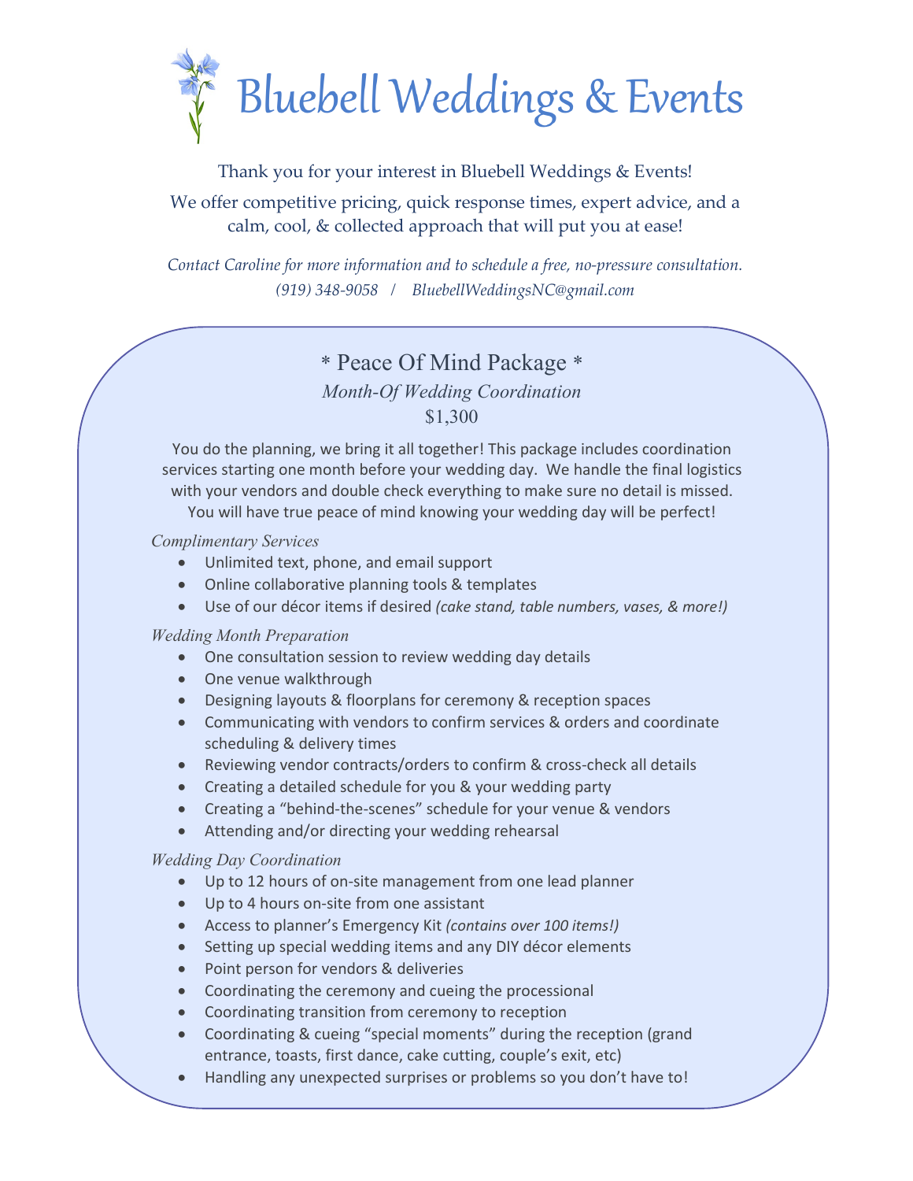# Bluebell Weddings & Events

Thank you for your interest in Bluebell Weddings & Events!

We offer competitive pricing, quick response times, expert advice, and a calm, cool, & collected approach that will put you at ease!

*Contact Caroline for more information and to schedule a free, no-pressure consultation.*
*(919) 348-9058 / BluebellWeddingsNC@gmail.com*

## * Peace Of Mind Package *

*Month-Of Wedding Coordination*

$1,300

You do the planning, we bring it all together! This package includes coordination services starting one month before your wedding day. We handle the final logistics with your vendors and double check everything to make sure no detail is missed. You will have true peace of mind knowing your wedding day will be perfect!

*Complimentary Services*

- Unlimited text, phone, and email support
- Online collaborative planning tools & templates
- Use of our décor items if desired *(cake stand, table numbers, vases, & more!)*

*Wedding Month Preparation*

- One consultation session to review wedding day details
- One venue walkthrough
- Designing layouts & floorplans for ceremony & reception spaces
- Communicating with vendors to confirm services & orders and coordinate scheduling & delivery times
- Reviewing vendor contracts/orders to confirm & cross-check all details
- Creating a detailed schedule for you & your wedding party
- Creating a "behind-the-scenes" schedule for your venue & vendors
- Attending and/or directing your wedding rehearsal

*Wedding Day Coordination*

- Up to 12 hours of on-site management from one lead planner
- Up to 4 hours on-site from one assistant
- Access to planner's Emergency Kit *(contains over 100 items!)*
- Setting up special wedding items and any DIY décor elements
- Point person for vendors & deliveries
- Coordinating the ceremony and cueing the processional
- Coordinating transition from ceremony to reception
- Coordinating & cueing "special moments" during the reception (grand entrance, toasts, first dance, cake cutting, couple's exit, etc)
- Handling any unexpected surprises or problems so you don't have to!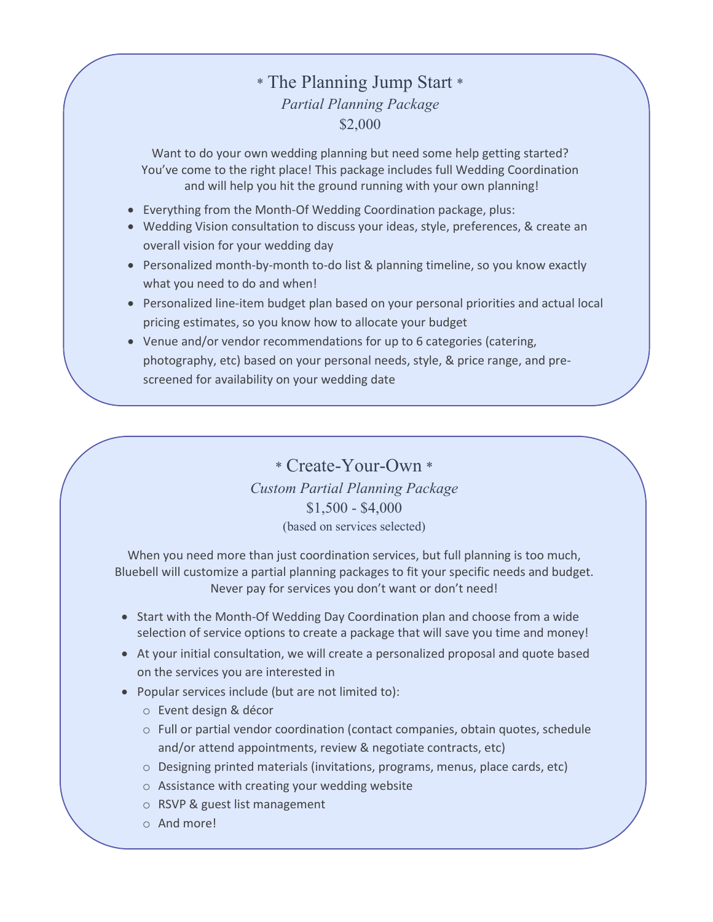## * The Planning Jump Start *

*Partial Planning Package*

$2,000

Want to do your own wedding planning but need some help getting started? You've come to the right place! This package includes full Wedding Coordination and will help you hit the ground running with your own planning!

- Everything from the Month-Of Wedding Coordination package, plus:
- Wedding Vision consultation to discuss your ideas, style, preferences, & create an overall vision for your wedding day
- Personalized month-by-month to-do list & planning timeline, so you know exactly what you need to do and when!
- Personalized line-item budget plan based on your personal priorities and actual local pricing estimates, so you know how to allocate your budget
- Venue and/or vendor recommendations for up to 6 categories (catering, photography, etc) based on your personal needs, style, & price range, and pre-screened for availability on your wedding date

## * Create-Your-Own *

*Custom Partial Planning Package*

$1,500 - $4,000

(based on services selected)

When you need more than just coordination services, but full planning is too much, Bluebell will customize a partial planning packages to fit your specific needs and budget. Never pay for services you don't want or don't need!

- Start with the Month-Of Wedding Day Coordination plan and choose from a wide selection of service options to create a package that will save you time and money!
- At your initial consultation, we will create a personalized proposal and quote based on the services you are interested in
- Popular services include (but are not limited to):
  - Event design & décor
  - Full or partial vendor coordination (contact companies, obtain quotes, schedule and/or attend appointments, review & negotiate contracts, etc)
  - Designing printed materials (invitations, programs, menus, place cards, etc)
  - Assistance with creating your wedding website
  - RSVP & guest list management
  - And more!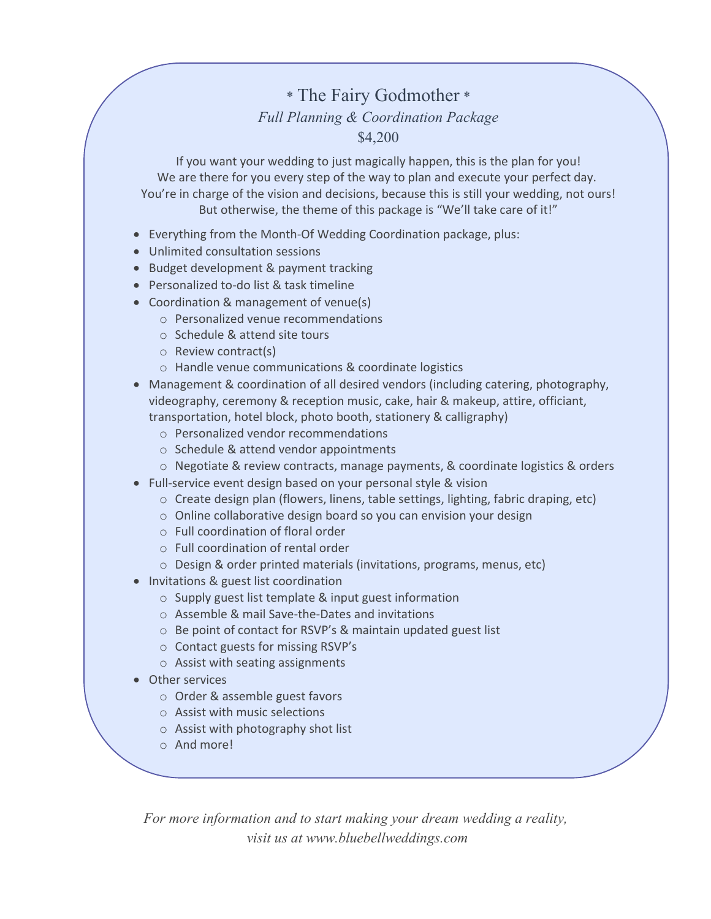## \* The Fairy Godmother \*

*Full Planning & Coordination Package*

$4,200

If you want your wedding to just magically happen, this is the plan for you!
We are there for you every step of the way to plan and execute your perfect day.
You're in charge of the vision and decisions, because this is still your wedding, not ours!
But otherwise, the theme of this package is "We'll take care of it!"

- Everything from the Month-Of Wedding Coordination package, plus:
- Unlimited consultation sessions
- Budget development & payment tracking
- Personalized to-do list & task timeline
- Coordination & management of venue(s)
  - Personalized venue recommendations
  - Schedule & attend site tours
  - Review contract(s)
  - Handle venue communications & coordinate logistics
- Management & coordination of all desired vendors (including catering, photography, videography, ceremony & reception music, cake, hair & makeup, attire, officiant, transportation, hotel block, photo booth, stationery & calligraphy)
  - Personalized vendor recommendations
  - Schedule & attend vendor appointments
  - Negotiate & review contracts, manage payments, & coordinate logistics & orders
- Full-service event design based on your personal style & vision
  - Create design plan (flowers, linens, table settings, lighting, fabric draping, etc)
  - Online collaborative design board so you can envision your design
  - Full coordination of floral order
  - Full coordination of rental order
  - Design & order printed materials (invitations, programs, menus, etc)
- Invitations & guest list coordination
  - Supply guest list template & input guest information
  - Assemble & mail Save-the-Dates and invitations
  - Be point of contact for RSVP's & maintain updated guest list
  - Contact guests for missing RSVP's
  - Assist with seating assignments
- Other services
  - Order & assemble guest favors
  - Assist with music selections
  - Assist with photography shot list
  - And more!

*For more information and to start making your dream wedding a reality, visit us at www.bluebellweddings.com*